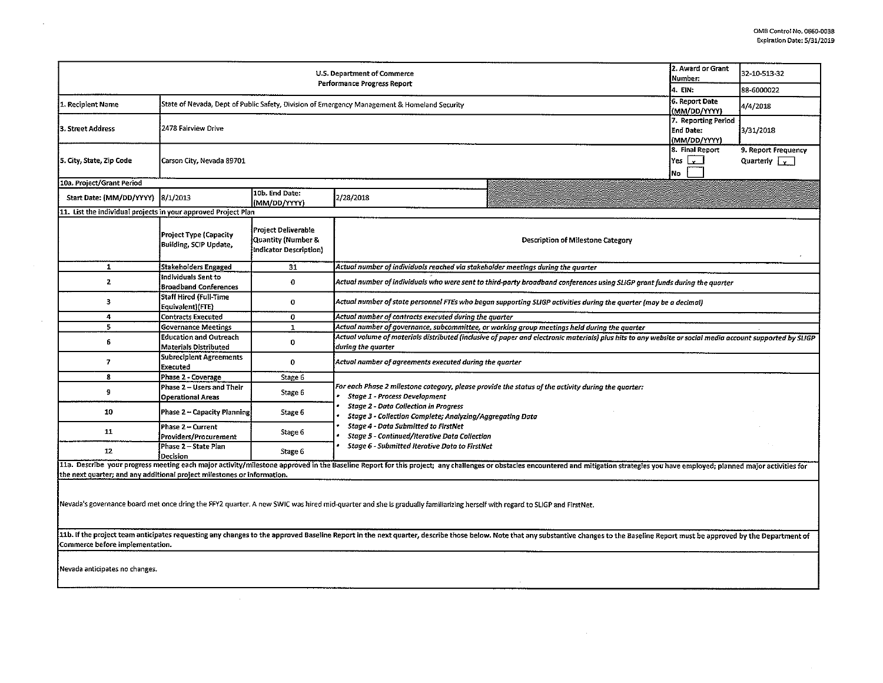OMB Control No. 0660-0038
Expiration Date: 5/31/2019

| U.S. Department of Commerce Performance Progress Report | | | | 2. Award or Grant Number: | 32-10-S13-32 |
|---|---|---|---|---|---|
| | | | | 4. EIN: | 88-6000022 |
| 1. Recipient Name | State of Nevada, Dept of Public Safety, Division of Emergency Management & Homeland Security | | | 6. Report Date (MM/DD/YYYY) | 4/4/2018 |
| 3. Street Address | 2478 Fairview Drive | | | 7. Reporting Period End Date: (MM/DD/YYYY) | 3/31/2018 |
| 5. City, State, Zip Code | Carson City, Nevada 89701 | | | 8. Final Report Yes [x] No [ ] | 9. Report Frequency Quarterly [x] |
| 10a. Project/Grant Period | | | | | |
| Start Date: (MM/DD/YYYY) | 8/1/2013 | 10b. End Date: (MM/DD/YYYY) | 2/28/2018 | | |

11. List the individual projects in your approved Project Plan

| | Project Type (Capacity Building, SCIP Update, | Project Deliverable Quantity (Number & Indicator Description) | Description of Milestone Category |
|---|---|---|---|
| 1 | Stakeholders Engaged | 31 | *Actual number of individuals reached via stakeholder meetings during the quarter* |
| 2 | Individuals Sent to Broadband Conferences | 0 | *Actual number of individuals who were sent to third-party broadband conferences using SLIGP grant funds during the quarter* |
| 3 | Staff Hired (Full-Time Equivalent)(FTE) | 0 | *Actual number of state personnel FTEs who began supporting SLIGP activities during the quarter (may be a decimal)* |
| 4 | Contracts Executed | 0 | *Actual number of contracts executed during the quarter* |
| 5 | Governance Meetings | 1 | *Actual number of governance, subcommittee, or working group meetings held during the quarter* |
| 6 | Education and Outreach Materials Distributed | 0 | *Actual volume of materials distributed (inclusive of paper and electronic materials) plus hits to any website or social media account supported by SLIGP during the quarter* |
| 7 | Subrecipient Agreements Executed | 0 | *Actual number of agreements executed during the quarter* |
| 8 | Phase 2 - Coverage | Stage 6 | *For each Phase 2 milestone category, please provide the status of the activity during the quarter:*<br>• *Stage 1 - Process Development*<br>• *Stage 2 - Data Collection in Progress*<br>• *Stage 3 - Collection Complete; Analyzing/Aggregating Data*<br>• *Stage 4 - Data Submitted to FirstNet*<br>• *Stage 5 - Continued/Iterative Data Collection*<br>• *Stage 6 - Submitted Iterative Data to FirstNet* |
| 9 | Phase 2 – Users and Their Operational Areas | Stage 6 | |
| 10 | Phase 2 – Capacity Planning | Stage 6 | |
| 11 | Phase 2 – Current Providers/Procurement | Stage 6 | |
| 12 | Phase 2 – State Plan Decision | Stage 6 | |

11a. Describe your progress meeting each major activity/milestone approved in the Baseline Report for this project; any challenges or obstacles encountered and mitigation strategies you have employed; planned major activities for the next quarter; and any additional project milestones or information.

Nevada's governance board met once dring the FFY2 quarter. A new SWIC was hired mid-quarter and she is gradually familiarizing herself with regard to SLIGP and FirstNet.

11b. If the project team anticipates requesting any changes to the approved Baseline Report in the next quarter, describe those below. Note that any substantive changes to the Baseline Report must be approved by the Department of Commerce before implementation.

Nevada anticipates no changes.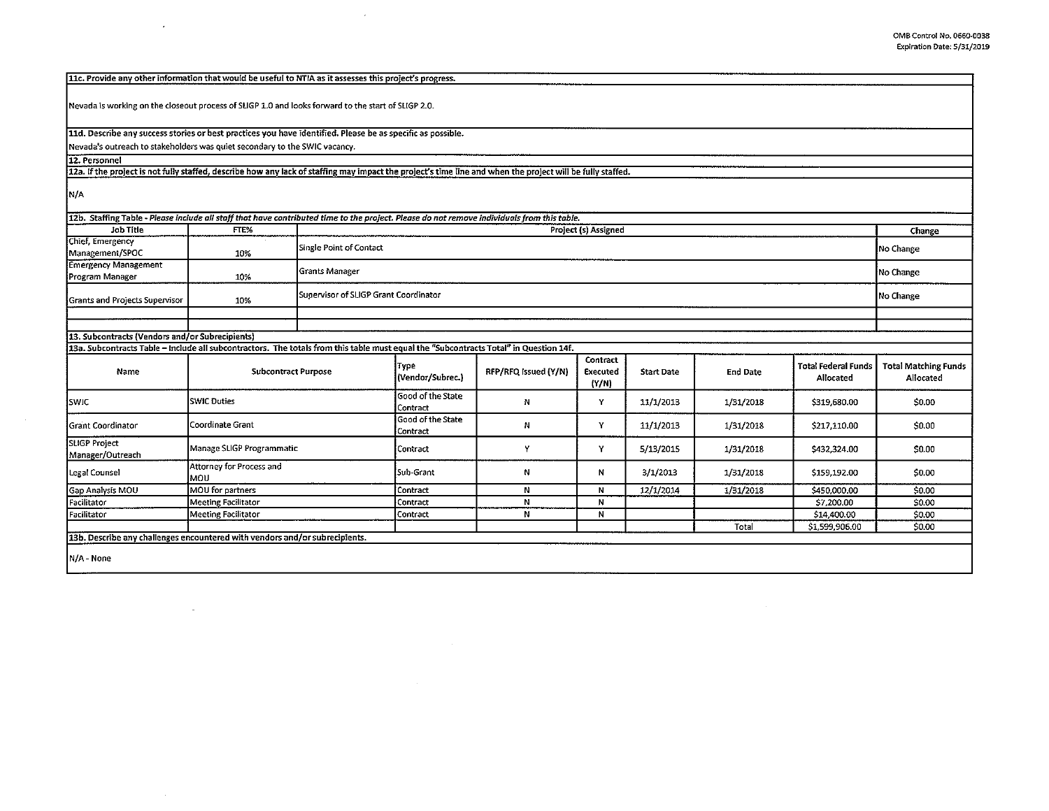**11c. Provide any other information that would be useful to NTIA as it assesses this project's progress.**

Nevada is working on the closeout process of SLIGP 1.0 and looks forward to the start of SLIGP 2.0.

**11d. Describe any success stories or best practices you have identified. Please be as specific as possible.**

Nevada's outreach to stakeholders was quiet secondary to the SWIC vacancy.

**12. Personnel**

**12a. If the project is not fully staffed, describe how any lack of staffing may impact the project's time line and when the project will be fully staffed.**

N/A

**12b. Staffing Table** - *Please include all staff that have contributed time to the project. Please do not remove individuals from this table.*

| Job Title | FTE% | Project (s) Assigned | Change |
|---|---|---|---|
| Chief, Emergency Management/SPOC | 10% | Single Point of Contact | No Change |
| Emergency Management Program Manager | 10% | Grants Manager | No Change |
| Grants and Projects Supervisor | 10% | Supervisor of SLIGP Grant Coordinator | No Change |
| | | | |
| | | | |

**13. Subcontracts (Vendors and/or Subrecipients)**

**13a. Subcontracts Table – Include all subcontractors. The totals from this table must equal the "Subcontracts Total" in Question 14f.**

| Name | Subcontract Purpose | Type (Vendor/Subrec.) | RFP/RFQ Issued (Y/N) | Contract Executed (Y/N) | Start Date | End Date | Total Federal Funds Allocated | Total Matching Funds Allocated |
|---|---|---|---|---|---|---|---|---|
| SWIC | SWIC Duties | Good of the State Contract | N | Y | 11/1/2013 | 1/31/2018 | $319,680.00 | $0.00 |
| Grant Coordinator | Coordinate Grant | Good of the State Contract | N | Y | 11/1/2013 | 1/31/2018 | $217,110.00 | $0.00 |
| SLIGP Project Manager/Outreach | Manage SLIGP Programmatic | Contract | Y | Y | 5/13/2015 | 1/31/2018 | $432,324.00 | $0.00 |
| Legal Counsel | Attorney for Process and MOU | Sub-Grant | N | N | 3/1/2013 | 1/31/2018 | $159,192.00 | $0.00 |
| Gap Analysis MOU | MOU for partners | Contract | N | N | 12/1/2014 | 1/31/2018 | $450,000.00 | $0.00 |
| Facilitator | Meeting Facilitator | Contract | N | N | | | $7,200.00 | $0.00 |
| Facilitator | Meeting Facilitator | Contract | N | N | | | $14,400.00 | $0.00 |
| | | | | | | Total | $1,599,906.00 | $0.00 |

**13b. Describe any challenges encountered with vendors and/or subrecipients.**

N/A - None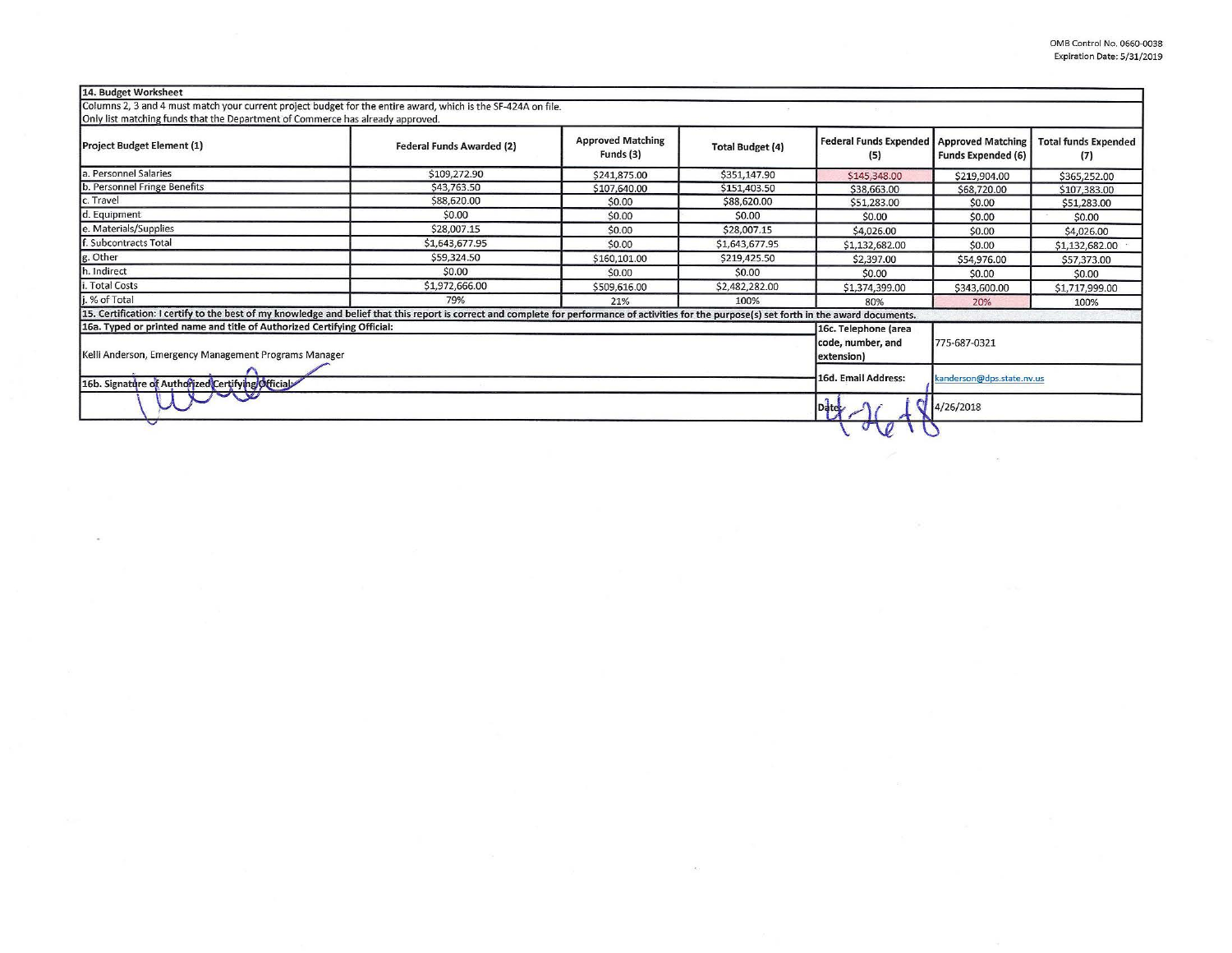OMB Control No. 0660-0038
Expiration Date: 5/31/2019

**14. Budget Worksheet**

Columns 2, 3 and 4 must match your current project budget for the entire award, which is the SF-424A on file.
Only list matching funds that the Department of Commerce has already approved.

| Project Budget Element (1) | Federal Funds Awarded (2) | Approved Matching Funds (3) | Total Budget (4) | Federal Funds Expended (5) | Approved Matching Funds Expended (6) | Total funds Expended (7) |
|---|---|---|---|---|---|---|
| a. Personnel Salaries | $109,272.90 | $241,875.00 | $351,147.90 | $145,348.00 | $219,904.00 | $365,252.00 |
| b. Personnel Fringe Benefits | $43,763.50 | $107,640.00 | $151,403.50 | $38,663.00 | $68,720.00 | $107,383.00 |
| c. Travel | $88,620.00 | $0.00 | $88,620.00 | $51,283.00 | $0.00 | $51,283.00 |
| d. Equipment | $0.00 | $0.00 | $0.00 | $0.00 | $0.00 | $0.00 |
| e. Materials/Supplies | $28,007.15 | $0.00 | $28,007.15 | $4,026.00 | $0.00 | $4,026.00 |
| f. Subcontracts Total | $1,643,677.95 | $0.00 | $1,643,677.95 | $1,132,682.00 | $0.00 | $1,132,682.00 |
| g. Other | $59,324.50 | $160,101.00 | $219,425.50 | $2,397.00 | $54,976.00 | $57,373.00 |
| h. Indirect | $0.00 | $0.00 | $0.00 | $0.00 | $0.00 | $0.00 |
| i. Total Costs | $1,972,666.00 | $509,616.00 | $2,482,282.00 | $1,374,399.00 | $343,600.00 | $1,717,999.00 |
| j. % of Total | 79% | 21% | 100% | 80% | 20% | 100% |

**15. Certification:** I certify to the best of my knowledge and belief that this report is correct and complete for performance of activities for the purpose(s) set forth in the award documents.

| | | | |
|---|---|---|---|
| **16a. Typed or printed name and title of Authorized Certifying Official:** Kelli Anderson, Emergency Management Programs Manager | | **16c. Telephone (area code, number, and extension)** | 775-687-0321 |
| **16b. Signature of Authorized Certifying Official:** | | **16d. Email Address:** | kanderson@dps.state.nv.us |
| | | Date: 4-26-18 | 4/26/2018 |